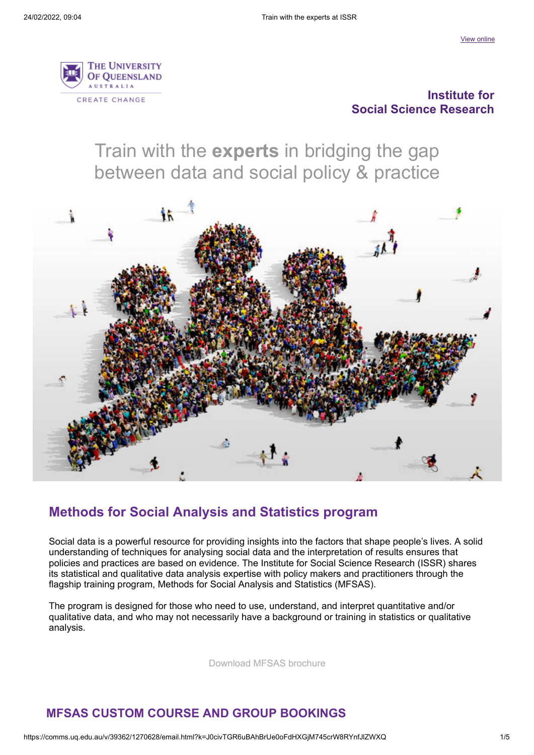View online

THE UNIVERSITY OF QUEENSLAND
AUSTRALIA

CREATE CHANGE

**Institute for Social Science Research**

# Train with the **experts** in bridging the gap between data and social policy & practice

## Methods for Social Analysis and Statistics program

Social data is a powerful resource for providing insights into the factors that shape people's lives. A solid understanding of techniques for analysing social data and the interpretation of results ensures that policies and practices are based on evidence. The Institute for Social Science Research (ISSR) shares its statistical and qualitative data analysis expertise with policy makers and practitioners through the flagship training program, Methods for Social Analysis and Statistics (MFSAS).

The program is designed for those who need to use, understand, and interpret quantitative and/or qualitative data, and who may not necessarily have a background or training in statistics or qualitative analysis.

Download MFSAS brochure

## MFSAS CUSTOM COURSE AND GROUP BOOKINGS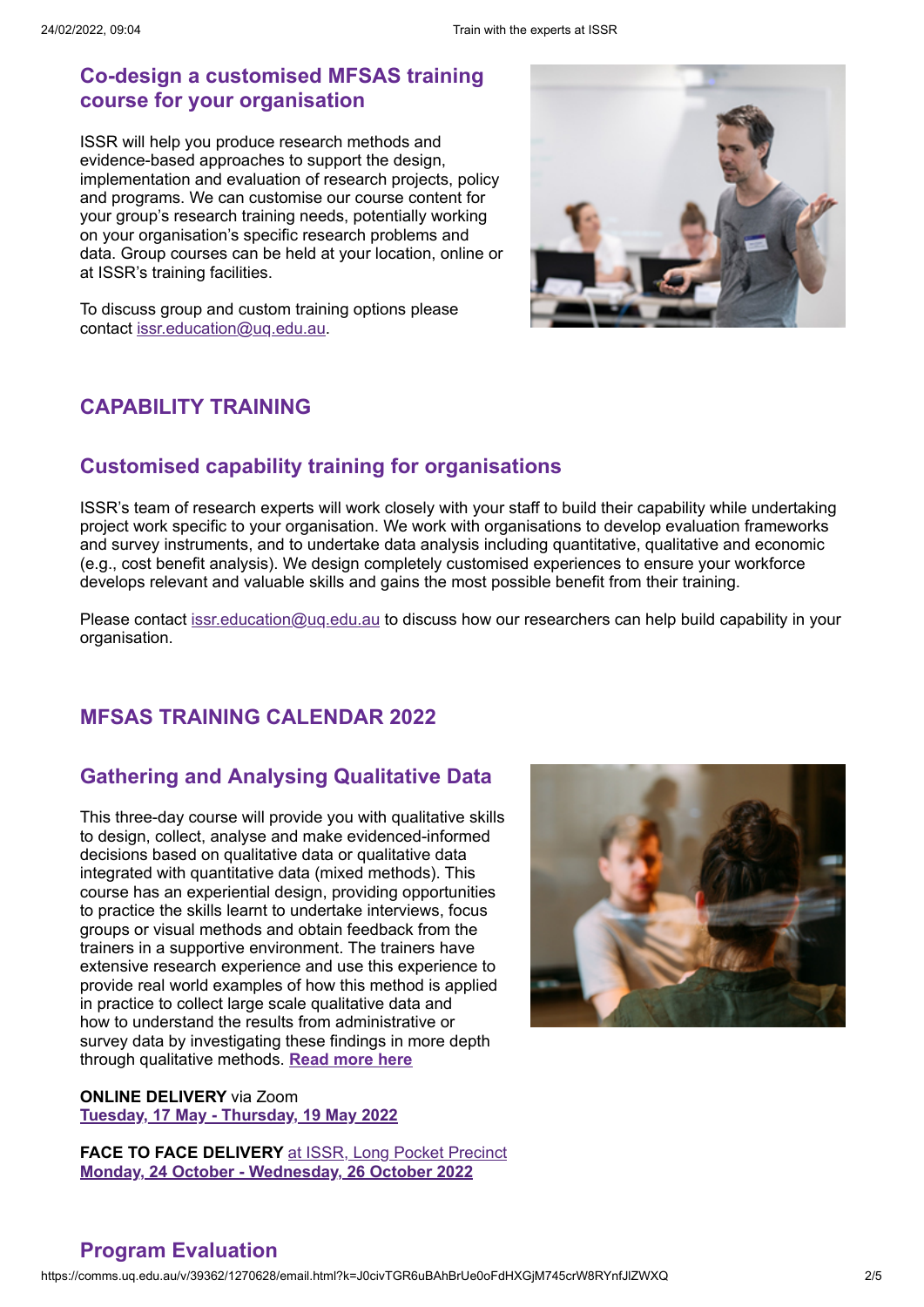## Co-design a customised MFSAS training course for your organisation

ISSR will help you produce research methods and evidence-based approaches to support the design, implementation and evaluation of research projects, policy and programs. We can customise our course content for your group's research training needs, potentially working on your organisation's specific research problems and data. Group courses can be held at your location, online or at ISSR's training facilities.

To discuss group and custom training options please contact issr.education@uq.edu.au.

## CAPABILITY TRAINING

## Customised capability training for organisations

ISSR's team of research experts will work closely with your staff to build their capability while undertaking project work specific to your organisation. We work with organisations to develop evaluation frameworks and survey instruments, and to undertake data analysis including quantitative, qualitative and economic (e.g., cost benefit analysis). We design completely customised experiences to ensure your workforce develops relevant and valuable skills and gains the most possible benefit from their training.

Please contact issr.education@uq.edu.au to discuss how our researchers can help build capability in your organisation.

## MFSAS TRAINING CALENDAR 2022

## Gathering and Analysing Qualitative Data

This three-day course will provide you with qualitative skills to design, collect, analyse and make evidenced-informed decisions based on qualitative data or qualitative data integrated with quantitative data (mixed methods). This course has an experiential design, providing opportunities to practice the skills learnt to undertake interviews, focus groups or visual methods and obtain feedback from the trainers in a supportive environment. The trainers have extensive research experience and use this experience to provide real world examples of how this method is applied in practice to collect large scale qualitative data and how to understand the results from administrative or survey data by investigating these findings in more depth through qualitative methods. **Read more here**

**ONLINE DELIVERY** via Zoom
**Tuesday, 17 May - Thursday, 19 May 2022**

**FACE TO FACE DELIVERY** at ISSR, Long Pocket Precinct
**Monday, 24 October - Wednesday, 26 October 2022**

## Program Evaluation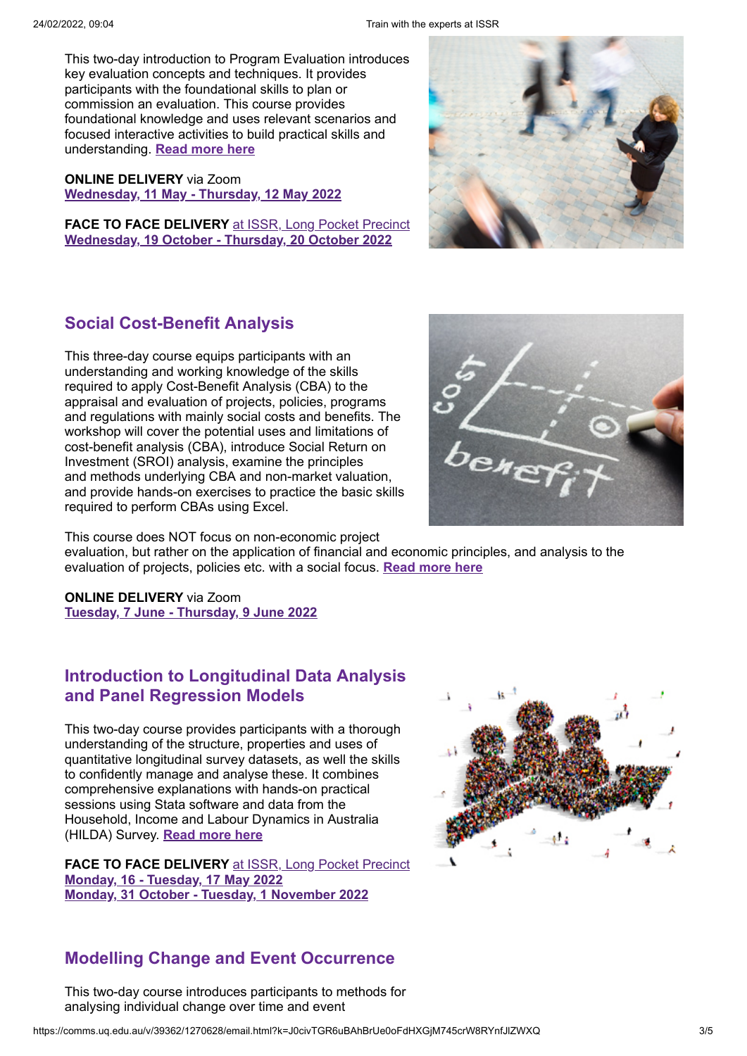This two-day introduction to Program Evaluation introduces key evaluation concepts and techniques. It provides participants with the foundational skills to plan or commission an evaluation. This course provides foundational knowledge and uses relevant scenarios and focused interactive activities to build practical skills and understanding. **Read more here**

**ONLINE DELIVERY** via Zoom
**Wednesday, 11 May - Thursday, 12 May 2022**

**FACE TO FACE DELIVERY** at ISSR, Long Pocket Precinct
**Wednesday, 19 October - Thursday, 20 October 2022**

## Social Cost-Benefit Analysis

This three-day course equips participants with an understanding and working knowledge of the skills required to apply Cost-Benefit Analysis (CBA) to the appraisal and evaluation of projects, policies, programs and regulations with mainly social costs and benefits. The workshop will cover the potential uses and limitations of cost-benefit analysis (CBA), introduce Social Return on Investment (SROI) analysis, examine the principles and methods underlying CBA and non-market valuation, and provide hands-on exercises to practice the basic skills required to perform CBAs using Excel.

This course does NOT focus on non-economic project evaluation, but rather on the application of financial and economic principles, and analysis to the evaluation of projects, policies etc. with a social focus. **Read more here**

**ONLINE DELIVERY** via Zoom
**Tuesday, 7 June - Thursday, 9 June 2022**

## Introduction to Longitudinal Data Analysis and Panel Regression Models

This two-day course provides participants with a thorough understanding of the structure, properties and uses of quantitative longitudinal survey datasets, as well the skills to confidently manage and analyse these. It combines comprehensive explanations with hands-on practical sessions using Stata software and data from the Household, Income and Labour Dynamics in Australia (HILDA) Survey. **Read more here**

**FACE TO FACE DELIVERY** at ISSR, Long Pocket Precinct
**Monday, 16 - Tuesday, 17 May 2022**
**Monday, 31 October - Tuesday, 1 November 2022**

## Modelling Change and Event Occurrence

This two-day course introduces participants to methods for analysing individual change over time and event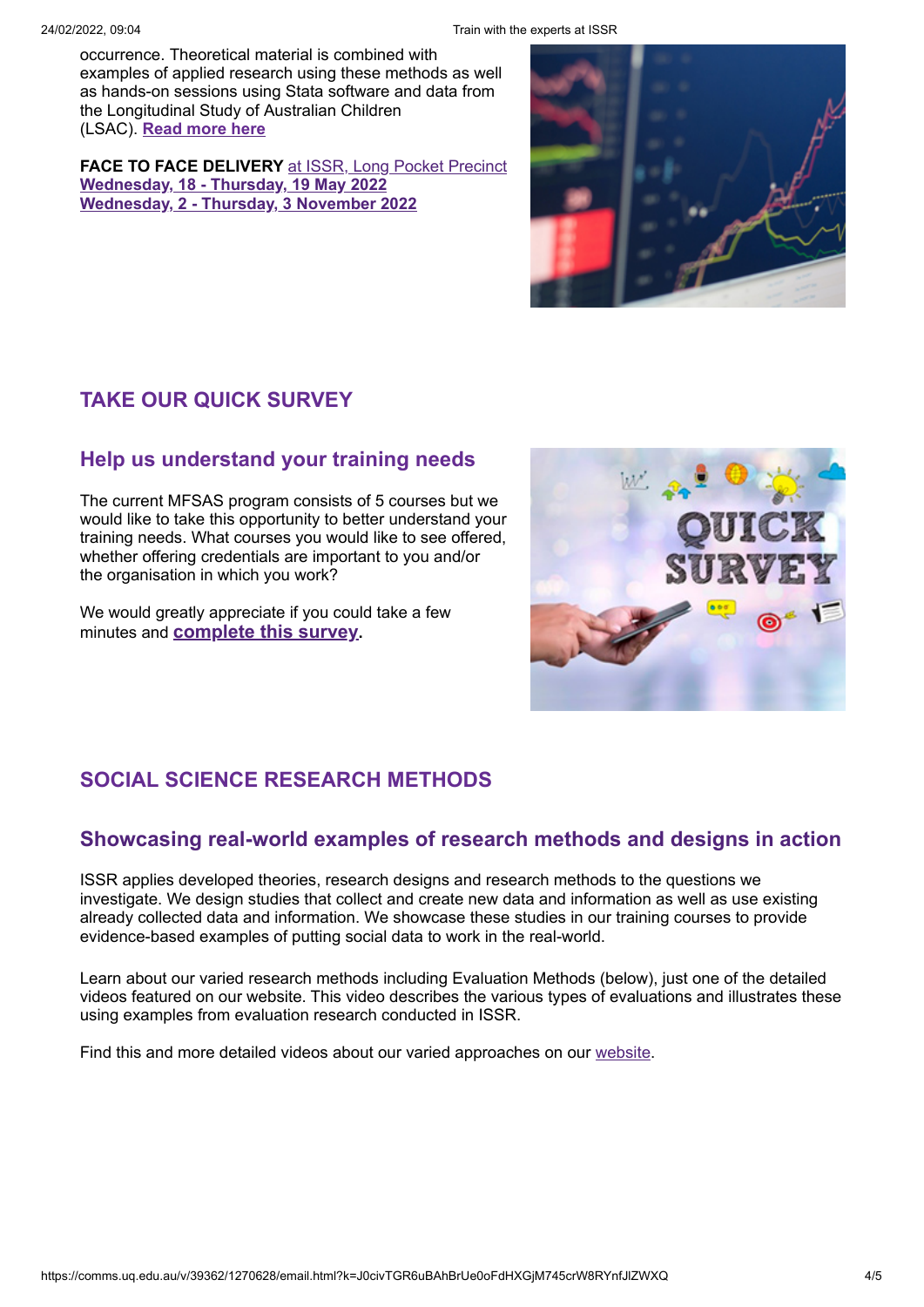occurrence. Theoretical material is combined with examples of applied research using these methods as well as hands-on sessions using Stata software and data from the Longitudinal Study of Australian Children (LSAC). **Read more here**

**FACE TO FACE DELIVERY** at ISSR, Long Pocket Precinct
**Wednesday, 18 - Thursday, 19 May 2022**
**Wednesday, 2 - Thursday, 3 November 2022**

## TAKE OUR QUICK SURVEY

### Help us understand your training needs

The current MFSAS program consists of 5 courses but we would like to take this opportunity to better understand your training needs. What courses you would like to see offered, whether offering credentials are important to you and/or the organisation in which you work?

We would greatly appreciate if you could take a few minutes and **complete this survey**.

## SOCIAL SCIENCE RESEARCH METHODS

### Showcasing real-world examples of research methods and designs in action

ISSR applies developed theories, research designs and research methods to the questions we investigate. We design studies that collect and create new data and information as well as use existing already collected data and information. We showcase these studies in our training courses to provide evidence-based examples of putting social data to work in the real-world.

Learn about our varied research methods including Evaluation Methods (below), just one of the detailed videos featured on our website. This video describes the various types of evaluations and illustrates these using examples from evaluation research conducted in ISSR.

Find this and more detailed videos about our varied approaches on our website.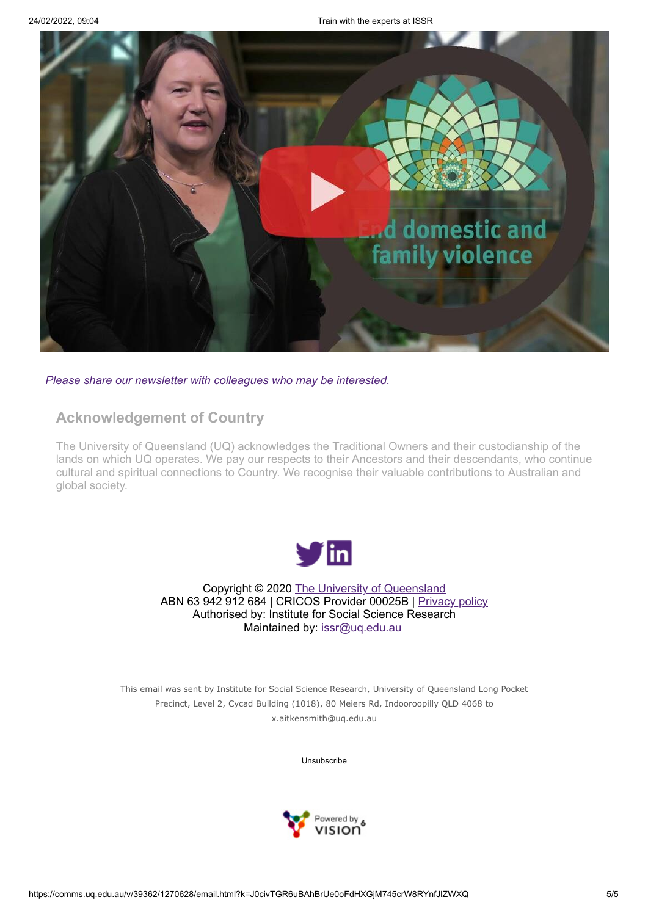*Please share our newsletter with colleagues who may be interested.*

## Acknowledgement of Country

The University of Queensland (UQ) acknowledges the Traditional Owners and their custodianship of the lands on which UQ operates. We pay our respects to their Ancestors and their descendants, who continue cultural and spiritual connections to Country. We recognise their valuable contributions to Australian and global society.

Copyright © 2020 The University of Queensland
ABN 63 942 912 684 | CRICOS Provider 00025B | Privacy policy
Authorised by: Institute for Social Science Research
Maintained by: issr@uq.edu.au

This email was sent by Institute for Social Science Research, University of Queensland Long Pocket Precinct, Level 2, Cycad Building (1018), 80 Meiers Rd, Indooroopilly QLD 4068 to x.aitkensmith@uq.edu.au

Unsubscribe

Powered by vision6